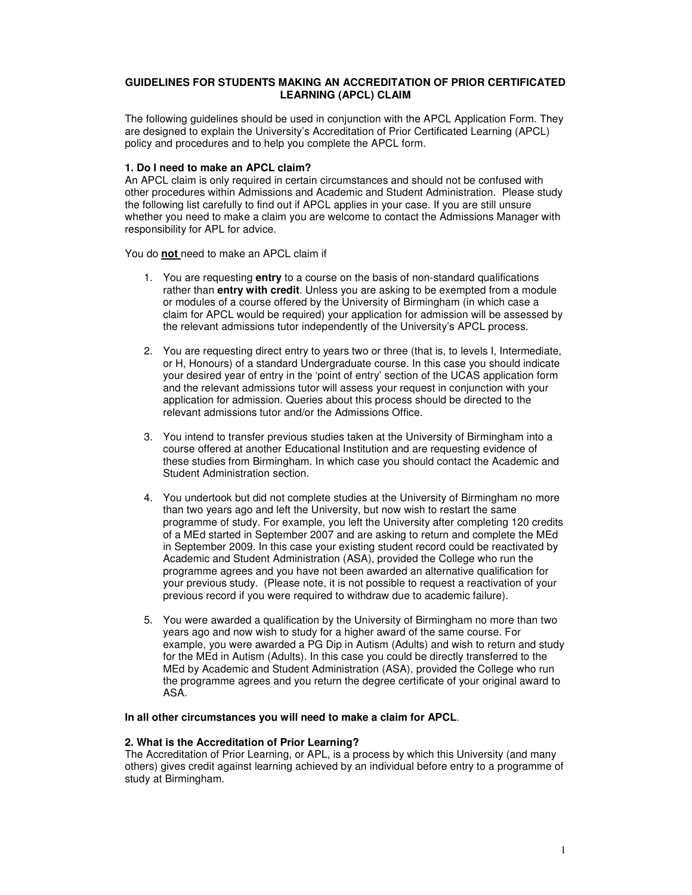# GUIDELINES FOR STUDENTS MAKING AN ACCREDITATION OF PRIOR CERTIFICATED LEARNING (APCL) CLAIM

The following guidelines should be used in conjunction with the APCL Application Form. They are designed to explain the University's Accreditation of Prior Certificated Learning (APCL) policy and procedures and to help you complete the APCL form.

### 1. Do I need to make an APCL claim?

An APCL claim is only required in certain circumstances and should not be confused with other procedures within Admissions and Academic and Student Administration. Please study the following list carefully to find out if APCL applies in your case. If you are still unsure whether you need to make a claim you are welcome to contact the Admissions Manager with responsibility for APL for advice.

You do **not** need to make an APCL claim if

1. You are requesting **entry** to a course on the basis of non-standard qualifications rather than **entry with credit**. Unless you are asking to be exempted from a module or modules of a course offered by the University of Birmingham (in which case a claim for APCL would be required) your application for admission will be assessed by the relevant admissions tutor independently of the University's APCL process.

2. You are requesting direct entry to years two or three (that is, to levels I, Intermediate, or H, Honours) of a standard Undergraduate course. In this case you should indicate your desired year of entry in the 'point of entry' section of the UCAS application form and the relevant admissions tutor will assess your request in conjunction with your application for admission. Queries about this process should be directed to the relevant admissions tutor and/or the Admissions Office.

3. You intend to transfer previous studies taken at the University of Birmingham into a course offered at another Educational Institution and are requesting evidence of these studies from Birmingham. In which case you should contact the Academic and Student Administration section.

4. You undertook but did not complete studies at the University of Birmingham no more than two years ago and left the University, but now wish to restart the same programme of study. For example, you left the University after completing 120 credits of a MEd started in September 2007 and are asking to return and complete the MEd in September 2009. In this case your existing student record could be reactivated by Academic and Student Administration (ASA), provided the College who run the programme agrees and you have not been awarded an alternative qualification for your previous study. (Please note, it is not possible to request a reactivation of your previous record if you were required to withdraw due to academic failure).

5. You were awarded a qualification by the University of Birmingham no more than two years ago and now wish to study for a higher award of the same course. For example, you were awarded a PG Dip in Autism (Adults) and wish to return and study for the MEd in Autism (Adults). In this case you could be directly transferred to the MEd by Academic and Student Administration (ASA), provided the College who run the programme agrees and you return the degree certificate of your original award to ASA.

**In all other circumstances you will need to make a claim for APCL**.

### 2. What is the Accreditation of Prior Learning?

The Accreditation of Prior Learning, or APL, is a process by which this University (and many others) gives credit against learning achieved by an individual before entry to a programme of study at Birmingham.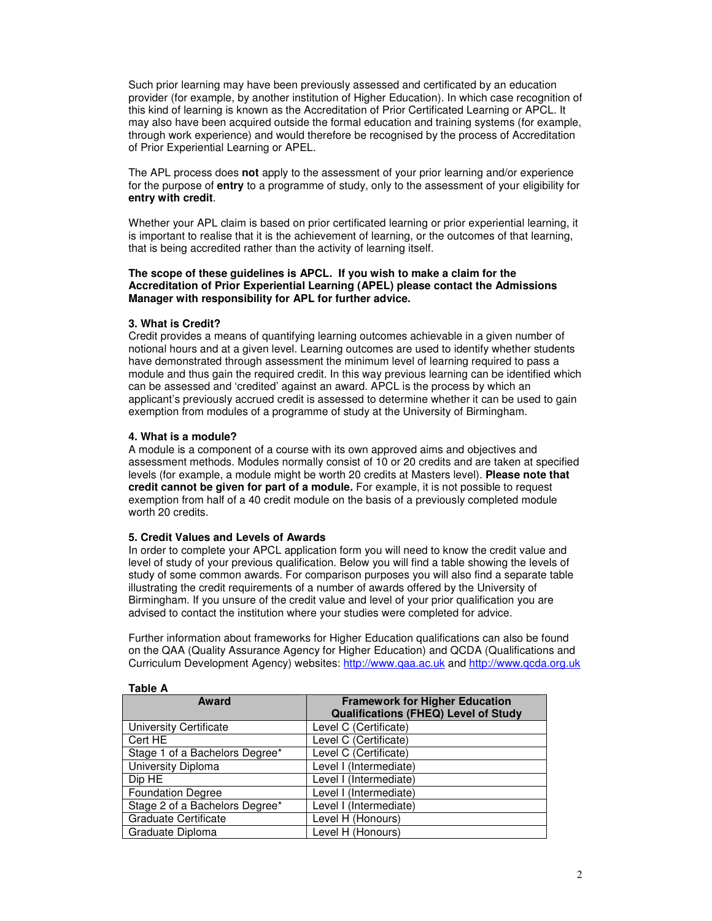Such prior learning may have been previously assessed and certificated by an education provider (for example, by another institution of Higher Education). In which case recognition of this kind of learning is known as the Accreditation of Prior Certificated Learning or APCL. It may also have been acquired outside the formal education and training systems (for example, through work experience) and would therefore be recognised by the process of Accreditation of Prior Experiential Learning or APEL.

The APL process does **not** apply to the assessment of your prior learning and/or experience for the purpose of **entry** to a programme of study, only to the assessment of your eligibility for **entry with credit**.

Whether your APL claim is based on prior certificated learning or prior experiential learning, it is important to realise that it is the achievement of learning, or the outcomes of that learning, that is being accredited rather than the activity of learning itself.

**The scope of these guidelines is APCL. If you wish to make a claim for the Accreditation of Prior Experiential Learning (APEL) please contact the Admissions Manager with responsibility for APL for further advice.**

### 3. What is Credit?

Credit provides a means of quantifying learning outcomes achievable in a given number of notional hours and at a given level. Learning outcomes are used to identify whether students have demonstrated through assessment the minimum level of learning required to pass a module and thus gain the required credit. In this way previous learning can be identified which can be assessed and 'credited' against an award. APCL is the process by which an applicant's previously accrued credit is assessed to determine whether it can be used to gain exemption from modules of a programme of study at the University of Birmingham.

### 4. What is a module?

A module is a component of a course with its own approved aims and objectives and assessment methods. Modules normally consist of 10 or 20 credits and are taken at specified levels (for example, a module might be worth 20 credits at Masters level). **Please note that credit cannot be given for part of a module.** For example, it is not possible to request exemption from half of a 40 credit module on the basis of a previously completed module worth 20 credits.

### 5. Credit Values and Levels of Awards

In order to complete your APCL application form you will need to know the credit value and level of study of your previous qualification. Below you will find a table showing the levels of study of some common awards. For comparison purposes you will also find a separate table illustrating the credit requirements of a number of awards offered by the University of Birmingham. If you unsure of the credit value and level of your prior qualification you are advised to contact the institution where your studies were completed for advice.

Further information about frameworks for Higher Education qualifications can also be found on the QAA (Quality Assurance Agency for Higher Education) and QCDA (Qualifications and Curriculum Development Agency) websites: http://www.qaa.ac.uk and http://www.qcda.org.uk

**Table A**

| Award | Framework for Higher Education Qualifications (FHEQ) Level of Study |
|---|---|
| University Certificate | Level C (Certificate) |
| Cert HE | Level C (Certificate) |
| Stage 1 of a Bachelors Degree* | Level C (Certificate) |
| University Diploma | Level I (Intermediate) |
| Dip HE | Level I (Intermediate) |
| Foundation Degree | Level I (Intermediate) |
| Stage 2 of a Bachelors Degree* | Level I (Intermediate) |
| Graduate Certificate | Level H (Honours) |
| Graduate Diploma | Level H (Honours) |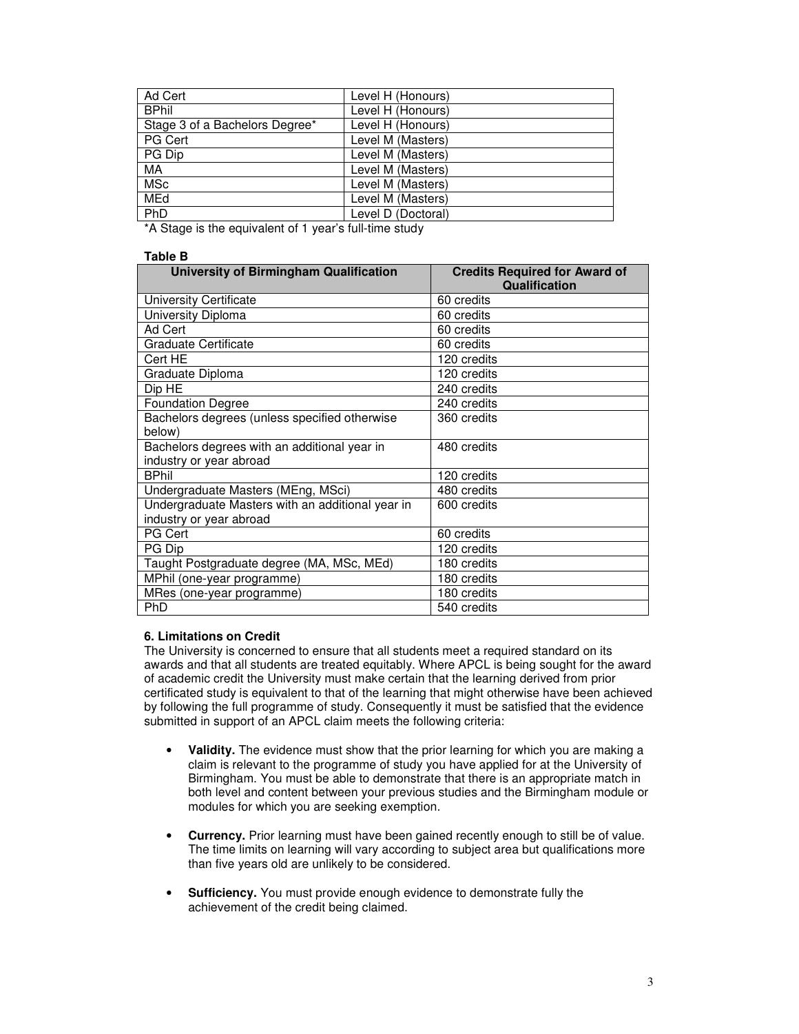| | |
|---|---|
| Ad Cert | Level H (Honours) |
| BPhil | Level H (Honours) |
| Stage 3 of a Bachelors Degree* | Level H (Honours) |
| PG Cert | Level M (Masters) |
| PG Dip | Level M (Masters) |
| MA | Level M (Masters) |
| MSc | Level M (Masters) |
| MEd | Level M (Masters) |
| PhD | Level D (Doctoral) |

*A Stage is the equivalent of 1 year's full-time study

**Table B**

| University of Birmingham Qualification | Credits Required for Award of Qualification |
|---|---|
| University Certificate | 60 credits |
| University Diploma | 60 credits |
| Ad Cert | 60 credits |
| Graduate Certificate | 60 credits |
| Cert HE | 120 credits |
| Graduate Diploma | 120 credits |
| Dip HE | 240 credits |
| Foundation Degree | 240 credits |
| Bachelors degrees (unless specified otherwise below) | 360 credits |
| Bachelors degrees with an additional year in industry or year abroad | 480 credits |
| BPhil | 120 credits |
| Undergraduate Masters (MEng, MSci) | 480 credits |
| Undergraduate Masters with an additional year in industry or year abroad | 600 credits |
| PG Cert | 60 credits |
| PG Dip | 120 credits |
| Taught Postgraduate degree (MA, MSc, MEd) | 180 credits |
| MPhil (one-year programme) | 180 credits |
| MRes (one-year programme) | 180 credits |
| PhD | 540 credits |

**6. Limitations on Credit**

The University is concerned to ensure that all students meet a required standard on its awards and that all students are treated equitably. Where APCL is being sought for the award of academic credit the University must make certain that the learning derived from prior certificated study is equivalent to that of the learning that might otherwise have been achieved by following the full programme of study. Consequently it must be satisfied that the evidence submitted in support of an APCL claim meets the following criteria:

- **Validity.** The evidence must show that the prior learning for which you are making a claim is relevant to the programme of study you have applied for at the University of Birmingham. You must be able to demonstrate that there is an appropriate match in both level and content between your previous studies and the Birmingham module or modules for which you are seeking exemption.

- **Currency.** Prior learning must have been gained recently enough to still be of value. The time limits on learning will vary according to subject area but qualifications more than five years old are unlikely to be considered.

- **Sufficiency.** You must provide enough evidence to demonstrate fully the achievement of the credit being claimed.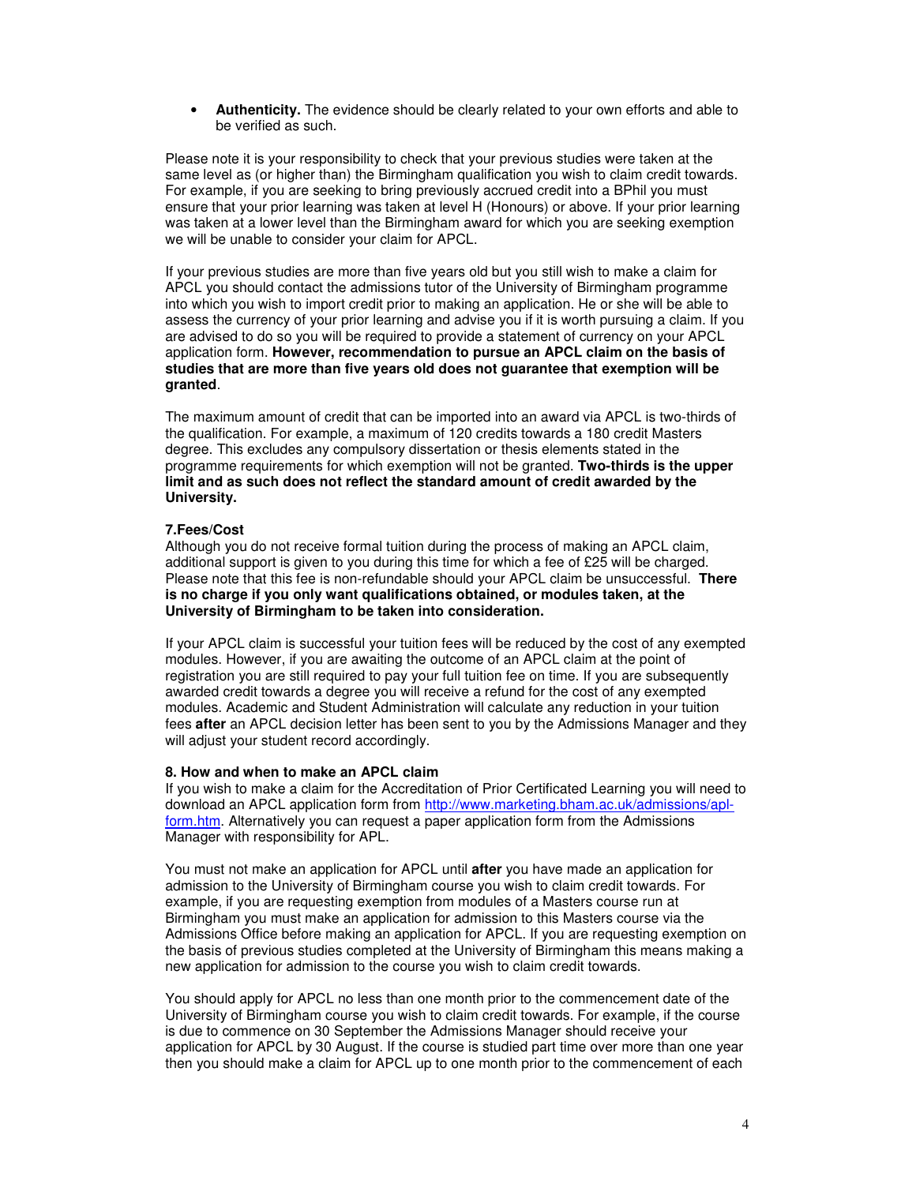- **Authenticity.** The evidence should be clearly related to your own efforts and able to be verified as such.

Please note it is your responsibility to check that your previous studies were taken at the same level as (or higher than) the Birmingham qualification you wish to claim credit towards. For example, if you are seeking to bring previously accrued credit into a BPhil you must ensure that your prior learning was taken at level H (Honours) or above. If your prior learning was taken at a lower level than the Birmingham award for which you are seeking exemption we will be unable to consider your claim for APCL.

If your previous studies are more than five years old but you still wish to make a claim for APCL you should contact the admissions tutor of the University of Birmingham programme into which you wish to import credit prior to making an application. He or she will be able to assess the currency of your prior learning and advise you if it is worth pursuing a claim. If you are advised to do so you will be required to provide a statement of currency on your APCL application form. **However, recommendation to pursue an APCL claim on the basis of studies that are more than five years old does not guarantee that exemption will be granted**.

The maximum amount of credit that can be imported into an award via APCL is two-thirds of the qualification. For example, a maximum of 120 credits towards a 180 credit Masters degree. This excludes any compulsory dissertation or thesis elements stated in the programme requirements for which exemption will not be granted. **Two-thirds is the upper limit and as such does not reflect the standard amount of credit awarded by the University.**

**7.Fees/Cost**

Although you do not receive formal tuition during the process of making an APCL claim, additional support is given to you during this time for which a fee of £25 will be charged. Please note that this fee is non-refundable should your APCL claim be unsuccessful. **There is no charge if you only want qualifications obtained, or modules taken, at the University of Birmingham to be taken into consideration.**

If your APCL claim is successful your tuition fees will be reduced by the cost of any exempted modules. However, if you are awaiting the outcome of an APCL claim at the point of registration you are still required to pay your full tuition fee on time. If you are subsequently awarded credit towards a degree you will receive a refund for the cost of any exempted modules. Academic and Student Administration will calculate any reduction in your tuition fees **after** an APCL decision letter has been sent to you by the Admissions Manager and they will adjust your student record accordingly.

**8. How and when to make an APCL claim**

If you wish to make a claim for the Accreditation of Prior Certificated Learning you will need to download an APCL application form from http://www.marketing.bham.ac.uk/admissions/apl-form.htm. Alternatively you can request a paper application form from the Admissions Manager with responsibility for APL.

You must not make an application for APCL until **after** you have made an application for admission to the University of Birmingham course you wish to claim credit towards. For example, if you are requesting exemption from modules of a Masters course run at Birmingham you must make an application for admission to this Masters course via the Admissions Office before making an application for APCL. If you are requesting exemption on the basis of previous studies completed at the University of Birmingham this means making a new application for admission to the course you wish to claim credit towards.

You should apply for APCL no less than one month prior to the commencement date of the University of Birmingham course you wish to claim credit towards. For example, if the course is due to commence on 30 September the Admissions Manager should receive your application for APCL by 30 August. If the course is studied part time over more than one year then you should make a claim for APCL up to one month prior to the commencement of each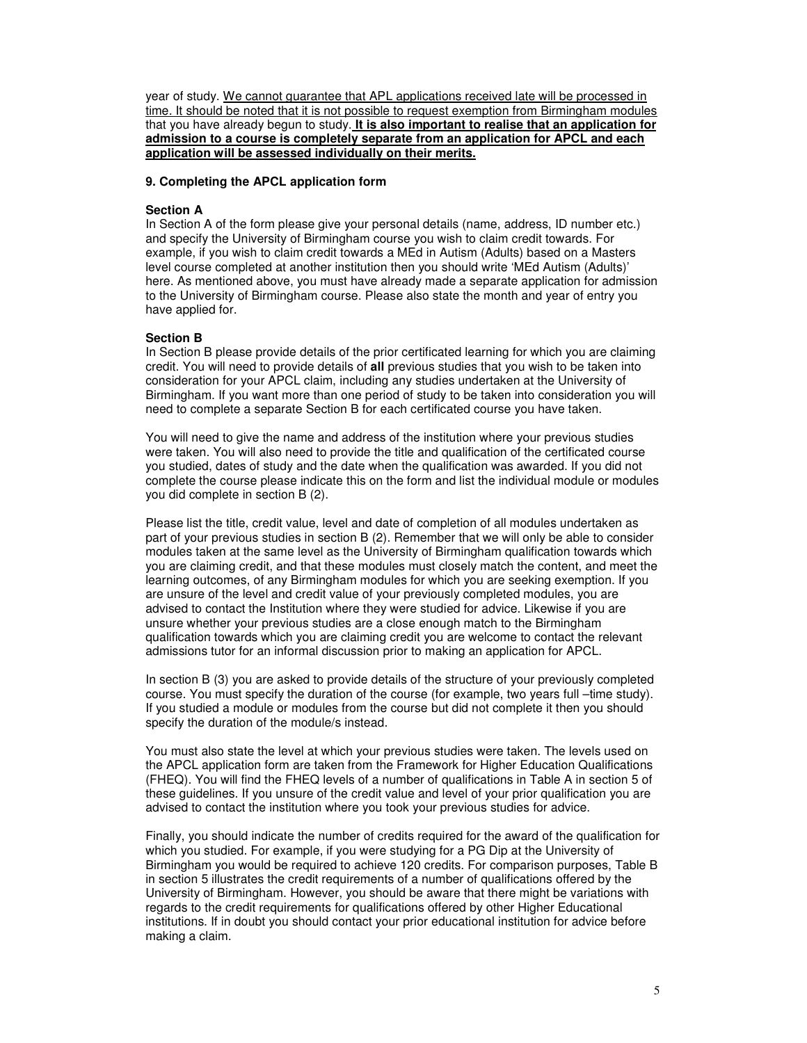year of study. <u>We cannot guarantee that APL applications received late will be processed in time. It should be noted that it is not possible to request exemption from Birmingham modules</u> that you have already begun to study. **<u>It is also important to realise that an application for admission to a course is completely separate from an application for APCL and each application will be assessed individually on their merits.</u>**

### 9. Completing the APCL application form

**Section A**

In Section A of the form please give your personal details (name, address, ID number etc.) and specify the University of Birmingham course you wish to claim credit towards. For example, if you wish to claim credit towards a MEd in Autism (Adults) based on a Masters level course completed at another institution then you should write 'MEd Autism (Adults)' here. As mentioned above, you must have already made a separate application for admission to the University of Birmingham course. Please also state the month and year of entry you have applied for.

**Section B**

In Section B please provide details of the prior certificated learning for which you are claiming credit. You will need to provide details of **all** previous studies that you wish to be taken into consideration for your APCL claim, including any studies undertaken at the University of Birmingham. If you want more than one period of study to be taken into consideration you will need to complete a separate Section B for each certificated course you have taken.

You will need to give the name and address of the institution where your previous studies were taken. You will also need to provide the title and qualification of the certificated course you studied, dates of study and the date when the qualification was awarded. If you did not complete the course please indicate this on the form and list the individual module or modules you did complete in section B (2).

Please list the title, credit value, level and date of completion of all modules undertaken as part of your previous studies in section B (2). Remember that we will only be able to consider modules taken at the same level as the University of Birmingham qualification towards which you are claiming credit, and that these modules must closely match the content, and meet the learning outcomes, of any Birmingham modules for which you are seeking exemption. If you are unsure of the level and credit value of your previously completed modules, you are advised to contact the Institution where they were studied for advice. Likewise if you are unsure whether your previous studies are a close enough match to the Birmingham qualification towards which you are claiming credit you are welcome to contact the relevant admissions tutor for an informal discussion prior to making an application for APCL.

In section B (3) you are asked to provide details of the structure of your previously completed course. You must specify the duration of the course (for example, two years full –time study). If you studied a module or modules from the course but did not complete it then you should specify the duration of the module/s instead.

You must also state the level at which your previous studies were taken. The levels used on the APCL application form are taken from the Framework for Higher Education Qualifications (FHEQ). You will find the FHEQ levels of a number of qualifications in Table A in section 5 of these guidelines. If you unsure of the credit value and level of your prior qualification you are advised to contact the institution where you took your previous studies for advice.

Finally, you should indicate the number of credits required for the award of the qualification for which you studied. For example, if you were studying for a PG Dip at the University of Birmingham you would be required to achieve 120 credits. For comparison purposes, Table B in section 5 illustrates the credit requirements of a number of qualifications offered by the University of Birmingham. However, you should be aware that there might be variations with regards to the credit requirements for qualifications offered by other Higher Educational institutions. If in doubt you should contact your prior educational institution for advice before making a claim.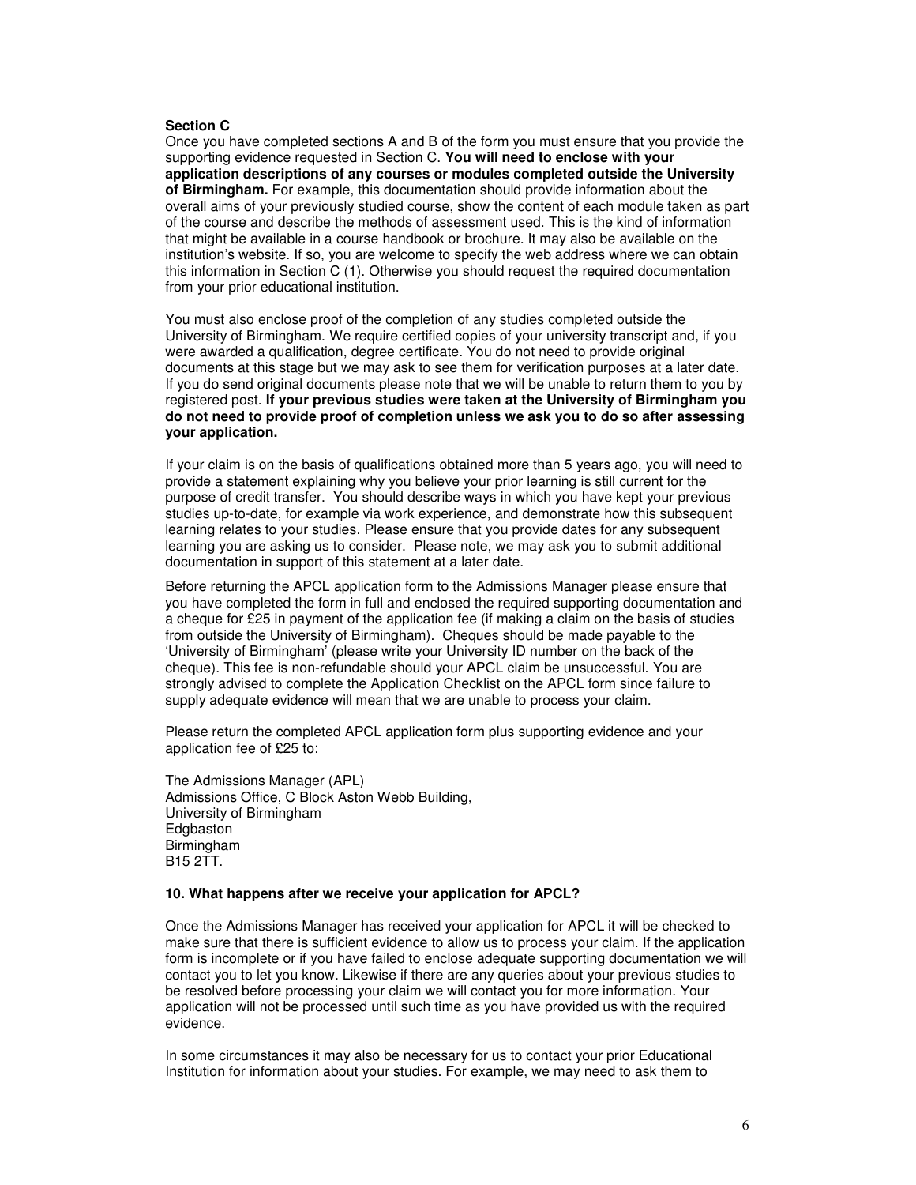**Section C**

Once you have completed sections A and B of the form you must ensure that you provide the supporting evidence requested in Section C. **You will need to enclose with your application descriptions of any courses or modules completed outside the University of Birmingham.** For example, this documentation should provide information about the overall aims of your previously studied course, show the content of each module taken as part of the course and describe the methods of assessment used. This is the kind of information that might be available in a course handbook or brochure. It may also be available on the institution's website. If so, you are welcome to specify the web address where we can obtain this information in Section C (1). Otherwise you should request the required documentation from your prior educational institution.

You must also enclose proof of the completion of any studies completed outside the University of Birmingham. We require certified copies of your university transcript and, if you were awarded a qualification, degree certificate. You do not need to provide original documents at this stage but we may ask to see them for verification purposes at a later date. If you do send original documents please note that we will be unable to return them to you by registered post. **If your previous studies were taken at the University of Birmingham you do not need to provide proof of completion unless we ask you to do so after assessing your application.**

If your claim is on the basis of qualifications obtained more than 5 years ago, you will need to provide a statement explaining why you believe your prior learning is still current for the purpose of credit transfer. You should describe ways in which you have kept your previous studies up-to-date, for example via work experience, and demonstrate how this subsequent learning relates to your studies. Please ensure that you provide dates for any subsequent learning you are asking us to consider. Please note, we may ask you to submit additional documentation in support of this statement at a later date.

Before returning the APCL application form to the Admissions Manager please ensure that you have completed the form in full and enclosed the required supporting documentation and a cheque for £25 in payment of the application fee (if making a claim on the basis of studies from outside the University of Birmingham). Cheques should be made payable to the 'University of Birmingham' (please write your University ID number on the back of the cheque). This fee is non-refundable should your APCL claim be unsuccessful. You are strongly advised to complete the Application Checklist on the APCL form since failure to supply adequate evidence will mean that we are unable to process your claim.

Please return the completed APCL application form plus supporting evidence and your application fee of £25 to:

The Admissions Manager (APL)
Admissions Office, C Block Aston Webb Building,
University of Birmingham
Edgbaston
Birmingham
B15 2TT.

### 10. What happens after we receive your application for APCL?

Once the Admissions Manager has received your application for APCL it will be checked to make sure that there is sufficient evidence to allow us to process your claim. If the application form is incomplete or if you have failed to enclose adequate supporting documentation we will contact you to let you know. Likewise if there are any queries about your previous studies to be resolved before processing your claim we will contact you for more information. Your application will not be processed until such time as you have provided us with the required evidence.

In some circumstances it may also be necessary for us to contact your prior Educational Institution for information about your studies. For example, we may need to ask them to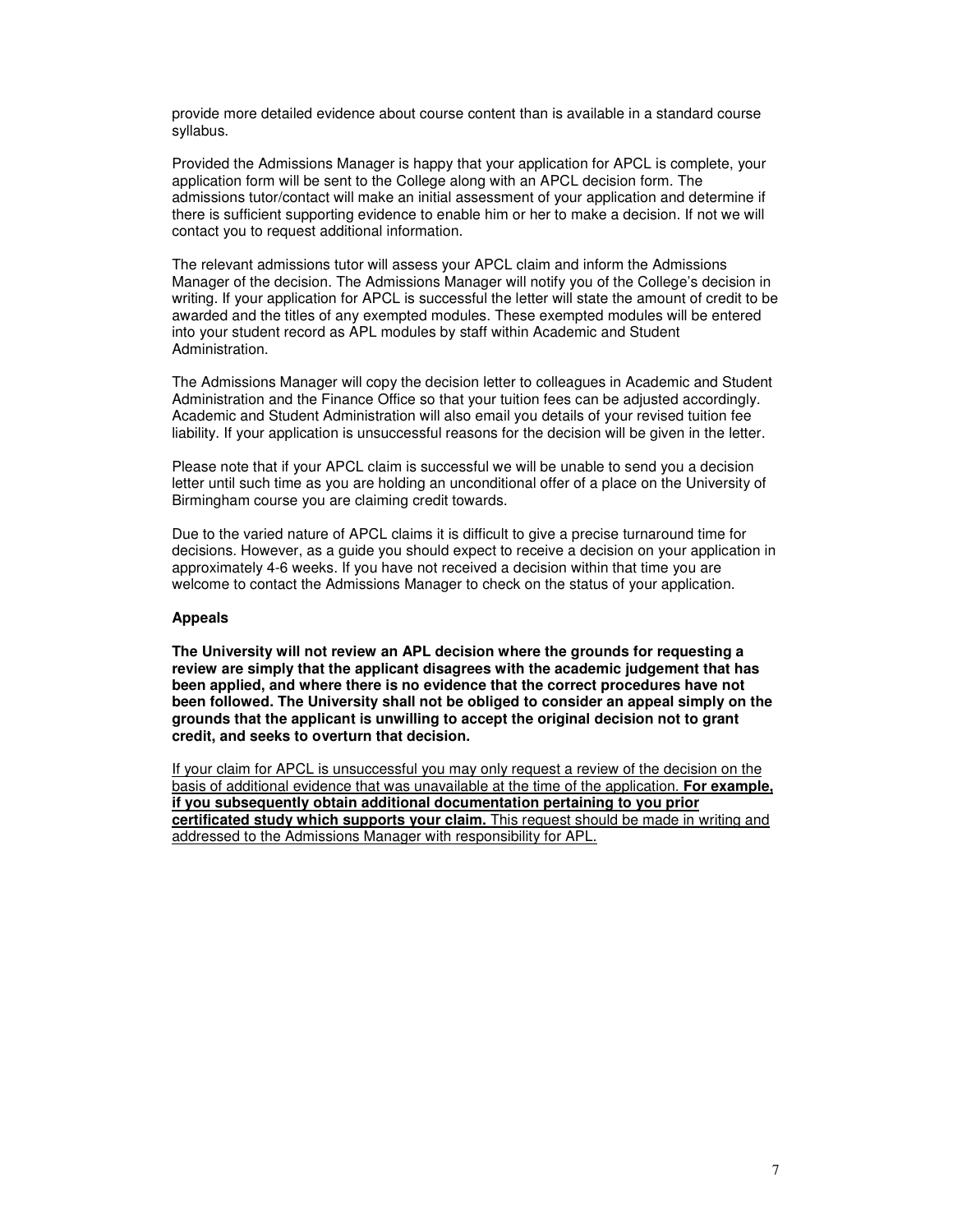provide more detailed evidence about course content than is available in a standard course syllabus.

Provided the Admissions Manager is happy that your application for APCL is complete, your application form will be sent to the College along with an APCL decision form. The admissions tutor/contact will make an initial assessment of your application and determine if there is sufficient supporting evidence to enable him or her to make a decision. If not we will contact you to request additional information.

The relevant admissions tutor will assess your APCL claim and inform the Admissions Manager of the decision. The Admissions Manager will notify you of the College's decision in writing. If your application for APCL is successful the letter will state the amount of credit to be awarded and the titles of any exempted modules. These exempted modules will be entered into your student record as APL modules by staff within Academic and Student Administration.

The Admissions Manager will copy the decision letter to colleagues in Academic and Student Administration and the Finance Office so that your tuition fees can be adjusted accordingly. Academic and Student Administration will also email you details of your revised tuition fee liability. If your application is unsuccessful reasons for the decision will be given in the letter.

Please note that if your APCL claim is successful we will be unable to send you a decision letter until such time as you are holding an unconditional offer of a place on the University of Birmingham course you are claiming credit towards.

Due to the varied nature of APCL claims it is difficult to give a precise turnaround time for decisions. However, as a guide you should expect to receive a decision on your application in approximately 4-6 weeks. If you have not received a decision within that time you are welcome to contact the Admissions Manager to check on the status of your application.

**Appeals**

**The University will not review an APL decision where the grounds for requesting a review are simply that the applicant disagrees with the academic judgement that has been applied, and where there is no evidence that the correct procedures have not been followed. The University shall not be obliged to consider an appeal simply on the grounds that the applicant is unwilling to accept the original decision not to grant credit, and seeks to overturn that decision.**

If your claim for APCL is unsuccessful you may only request a review of the decision on the basis of additional evidence that was unavailable at the time of the application. **For example, if you subsequently obtain additional documentation pertaining to you prior certificated study which supports your claim.** This request should be made in writing and addressed to the Admissions Manager with responsibility for APL.